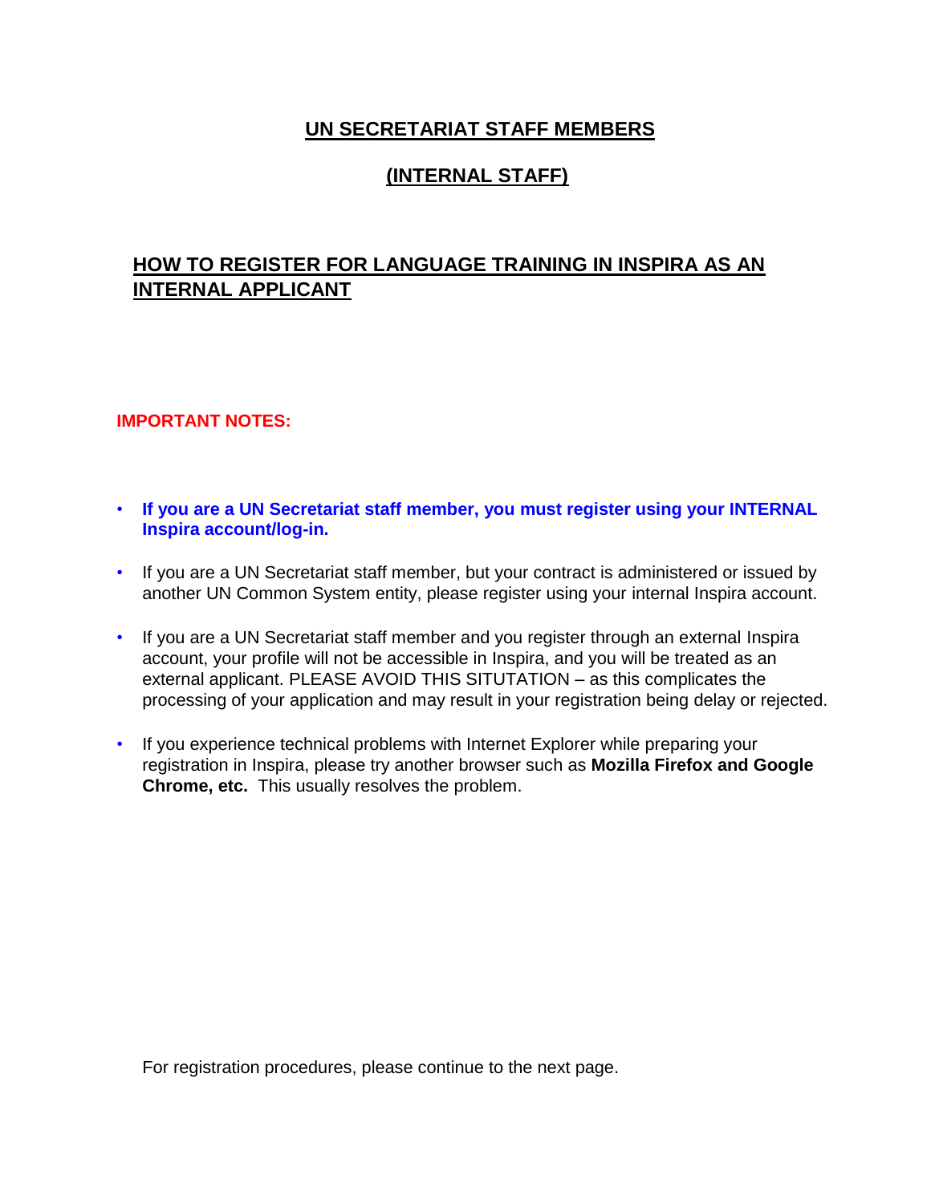# UN SECRETARIAT STAFF MEMBERS

# (INTERNAL STAFF)

## HOW TO REGISTER FOR LANGUAGE TRAINING IN INSPIRA AS AN INTERNAL APPLICANT

**IMPORTANT NOTES:**

- **If you are a UN Secretariat staff member, you must register using your INTERNAL Inspira account/log-in.**
- If you are a UN Secretariat staff member, but your contract is administered or issued by another UN Common System entity, please register using your internal Inspira account.
- If you are a UN Secretariat staff member and you register through an external Inspira account, your profile will not be accessible in Inspira, and you will be treated as an external applicant. PLEASE AVOID THIS SITUTATION – as this complicates the processing of your application and may result in your registration being delay or rejected.
- If you experience technical problems with Internet Explorer while preparing your registration in Inspira, please try another browser such as **Mozilla Firefox and Google Chrome, etc.** This usually resolves the problem.

For registration procedures, please continue to the next page.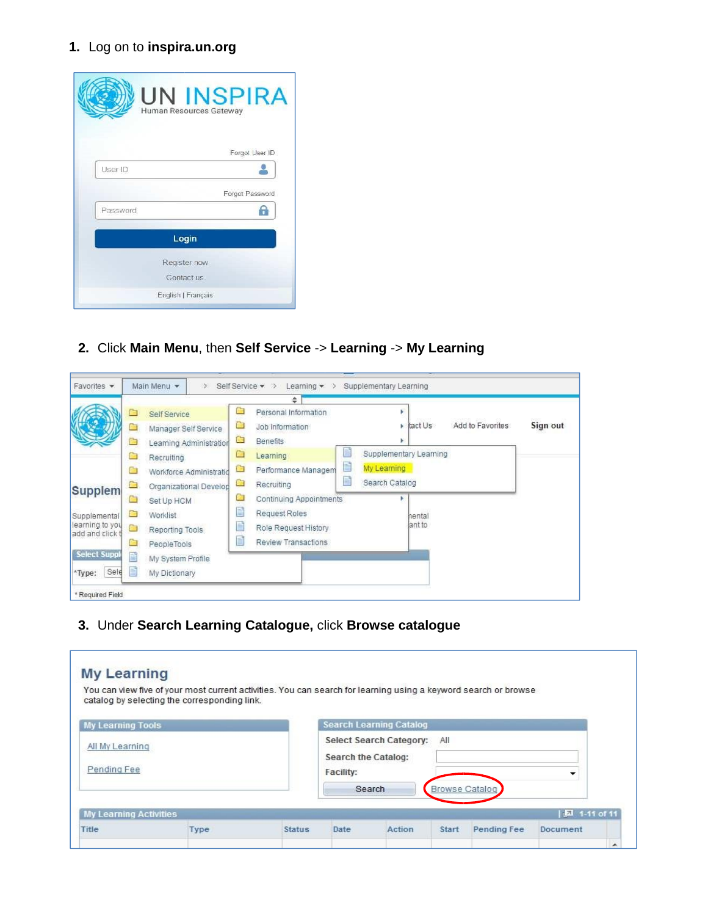1. Log on to **inspira.un.org**

2. Click **Main Menu**, then **Self Service** -> **Learning** -> **My Learning**

3. Under **Search Learning Catalogue,** click **Browse catalogue**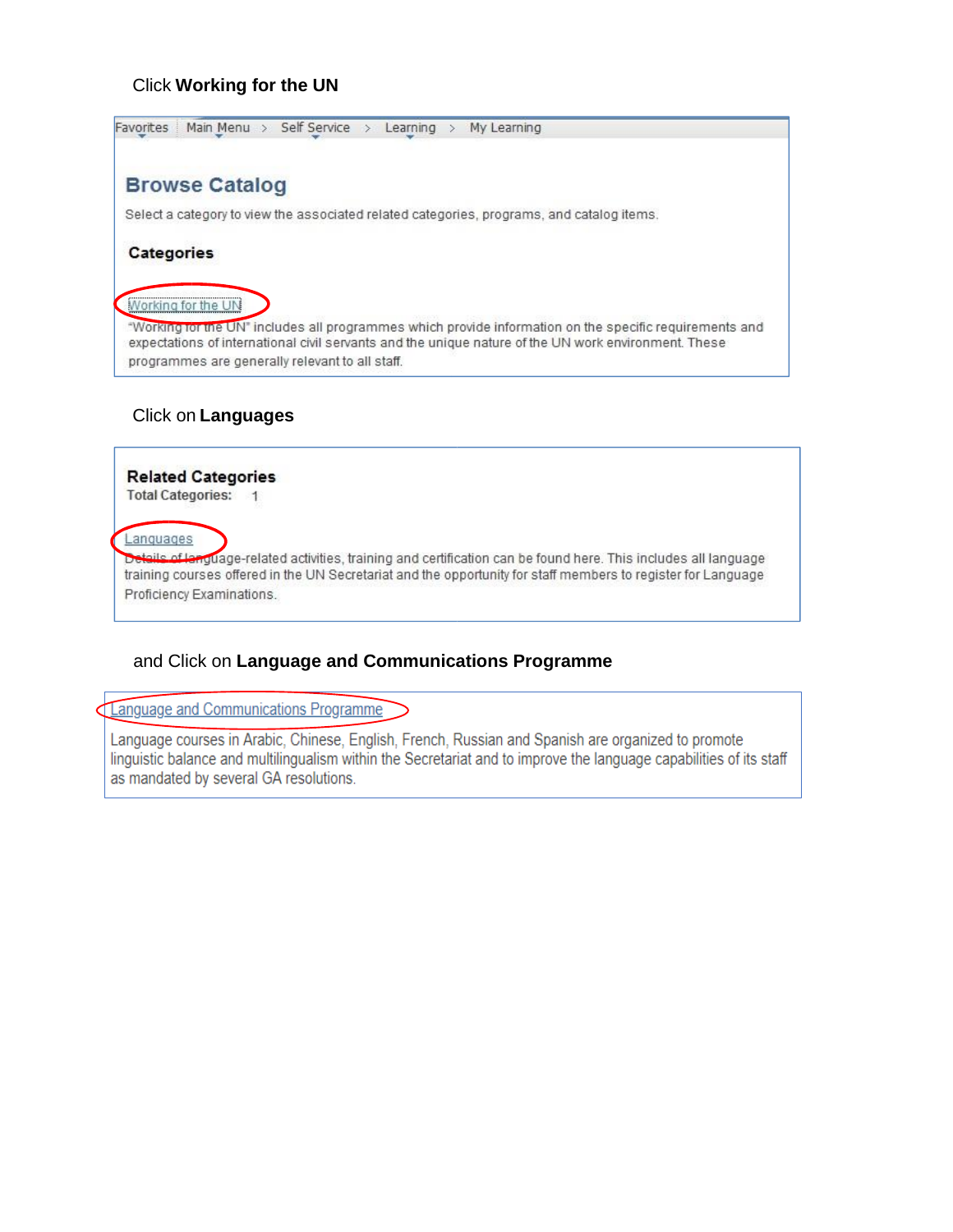Click **Working for the UN**

Favorites | Main Menu > Self Service > Learning > My Learning

## Browse Catalog

Select a category to view the associated related categories, programs, and catalog items.

**Categories**

Working for the UN

"Working for the UN" includes all programmes which provide information on the specific requirements and expectations of international civil servants and the unique nature of the UN work environment. These programmes are generally relevant to all staff.

Click on **Languages**

**Related Categories**

**Total Categories:** 1

Languages

Details of language-related activities, training and certification can be found here. This includes all language training courses offered in the UN Secretariat and the opportunity for staff members to register for Language Proficiency Examinations.

and Click on **Language and Communications Programme**

Language and Communications Programme

Language courses in Arabic, Chinese, English, French, Russian and Spanish are organized to promote linguistic balance and multilingualism within the Secretariat and to improve the language capabilities of its staff as mandated by several GA resolutions.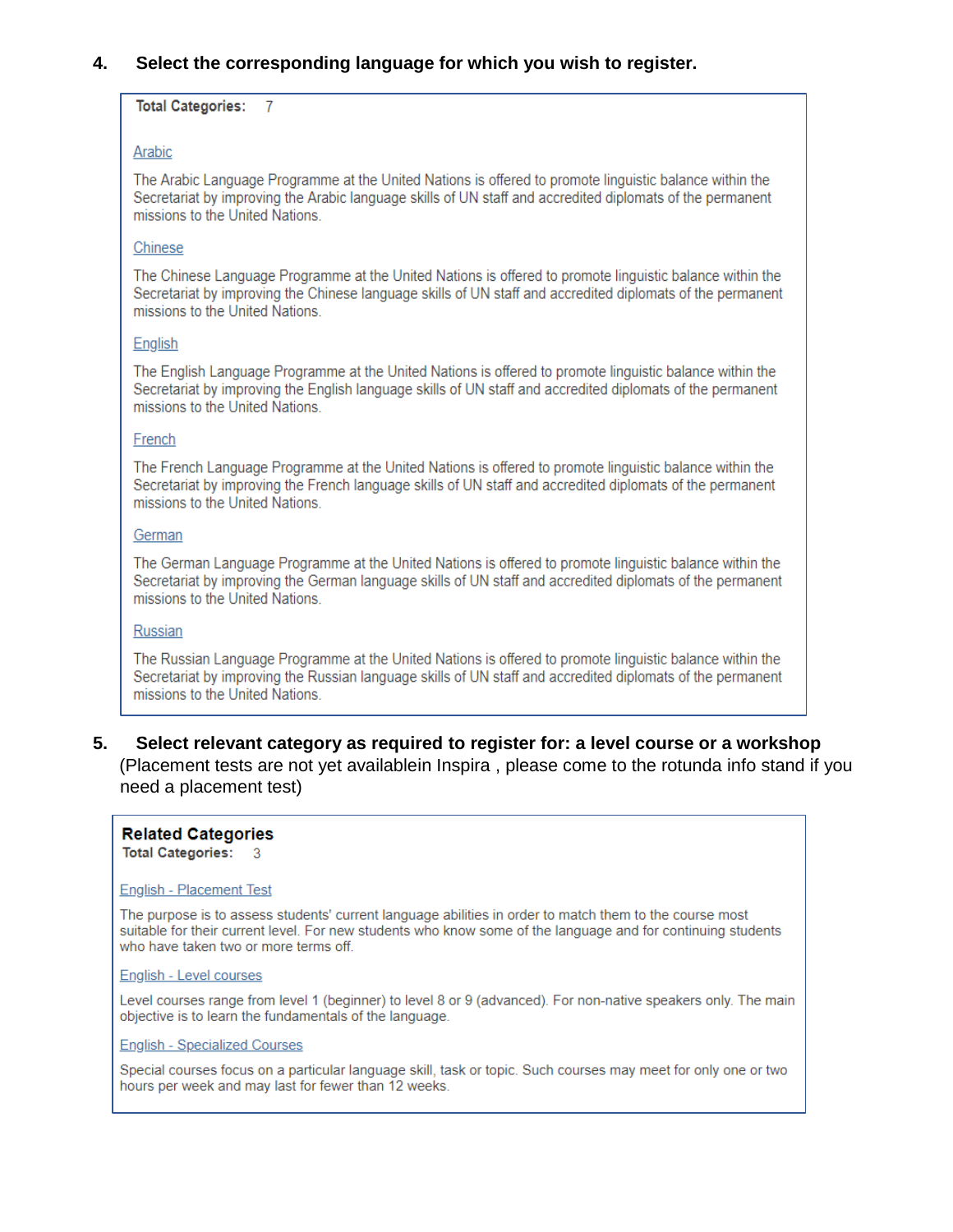**4. Select the corresponding language for which you wish to register.**

**Total Categories:** 7

Arabic

The Arabic Language Programme at the United Nations is offered to promote linguistic balance within the Secretariat by improving the Arabic language skills of UN staff and accredited diplomats of the permanent missions to the United Nations.

Chinese

The Chinese Language Programme at the United Nations is offered to promote linguistic balance within the Secretariat by improving the Chinese language skills of UN staff and accredited diplomats of the permanent missions to the United Nations.

English

The English Language Programme at the United Nations is offered to promote linguistic balance within the Secretariat by improving the English language skills of UN staff and accredited diplomats of the permanent missions to the United Nations.

French

The French Language Programme at the United Nations is offered to promote linguistic balance within the Secretariat by improving the French language skills of UN staff and accredited diplomats of the permanent missions to the United Nations.

German

The German Language Programme at the United Nations is offered to promote linguistic balance within the Secretariat by improving the German language skills of UN staff and accredited diplomats of the permanent missions to the United Nations.

Russian

The Russian Language Programme at the United Nations is offered to promote linguistic balance within the Secretariat by improving the Russian language skills of UN staff and accredited diplomats of the permanent missions to the United Nations.

**5. Select relevant category as required to register for: a level course or a workshop**
(Placement tests are not yet availablein Inspira , please come to the rotunda info stand if you need a placement test)

**Related Categories**
**Total Categories:** 3

English - Placement Test

The purpose is to assess students' current language abilities in order to match them to the course most suitable for their current level. For new students who know some of the language and for continuing students who have taken two or more terms off.

English - Level courses

Level courses range from level 1 (beginner) to level 8 or 9 (advanced). For non-native speakers only. The main objective is to learn the fundamentals of the language.

English - Specialized Courses

Special courses focus on a particular language skill, task or topic. Such courses may meet for only one or two hours per week and may last for fewer than 12 weeks.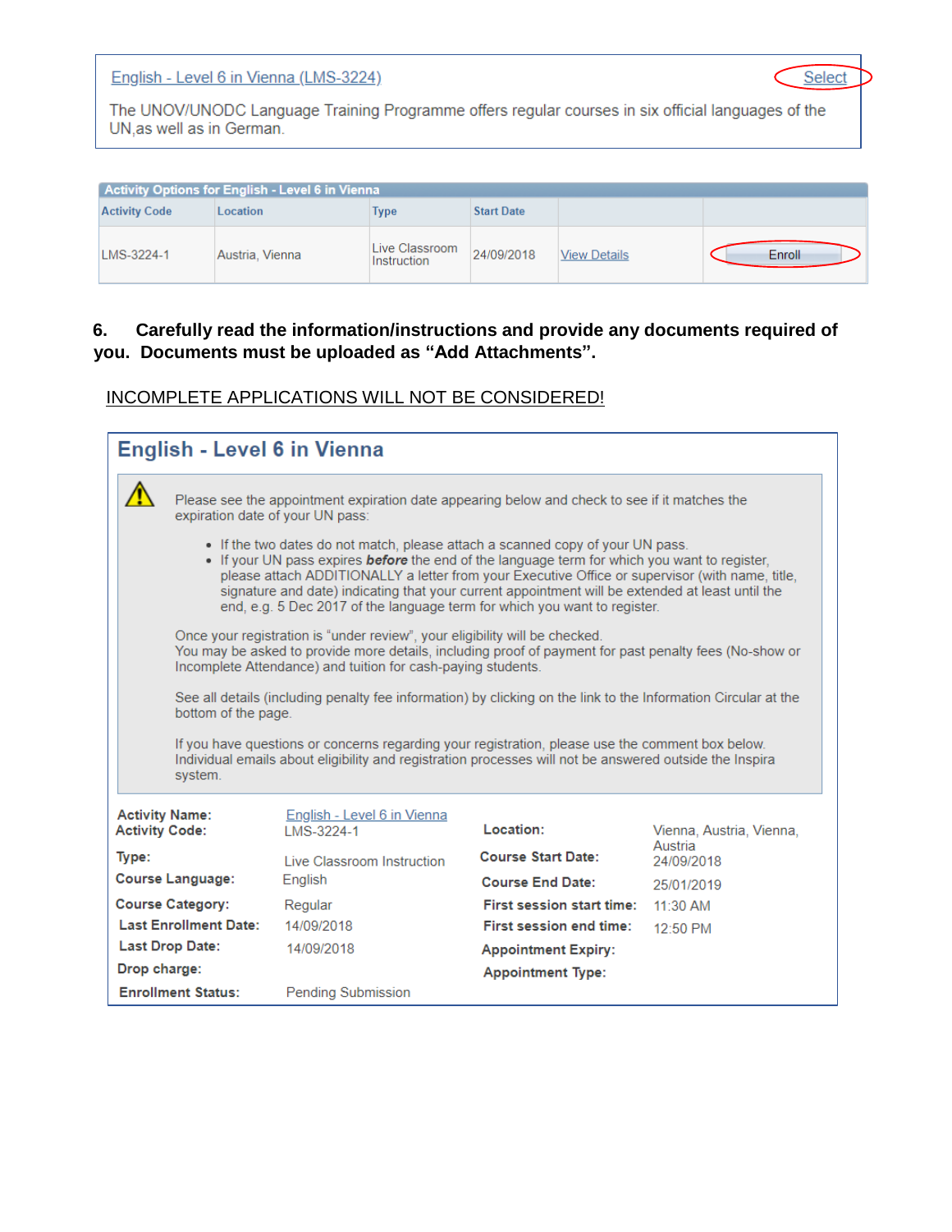English - Level 6 in Vienna (LMS-3224) Select

The UNOV/UNODC Language Training Programme offers regular courses in six official languages of the UN,as well as in German.

| Activity Options for English - Level 6 in Vienna | | | | | |
|---|---|---|---|---|---|
| Activity Code | Location | Type | Start Date | | |
| LMS-3224-1 | Austria, Vienna | Live Classroom Instruction | 24/09/2018 | View Details | Enroll |

**6. Carefully read the information/instructions and provide any documents required of you. Documents must be uploaded as "Add Attachments".**

INCOMPLETE APPLICATIONS WILL NOT BE CONSIDERED!

## English - Level 6 in Vienna

Please see the appointment expiration date appearing below and check to see if it matches the expiration date of your UN pass:

- If the two dates do not match, please attach a scanned copy of your UN pass.
- If your UN pass expires ***before*** the end of the language term for which you want to register, please attach ADDITIONALLY a letter from your Executive Office or supervisor (with name, title, signature and date) indicating that your current appointment will be extended at least until the end, e.g. 5 Dec 2017 of the language term for which you want to register.

Once your registration is "under review", your eligibility will be checked. You may be asked to provide more details, including proof of payment for past penalty fees (No-show or Incomplete Attendance) and tuition for cash-paying students.

See all details (including penalty fee information) by clicking on the link to the Information Circular at the bottom of the page.

If you have questions or concerns regarding your registration, please use the comment box below. Individual emails about eligibility and registration processes will not be answered outside the Inspira system.

| | | | |
|---|---|---|---|
| **Activity Name:** | English - Level 6 in Vienna | **Location:** | Vienna, Austria, Vienna, Austria |
| **Activity Code:** | LMS-3224-1 | | |
| **Type:** | Live Classroom Instruction | **Course Start Date:** | 24/09/2018 |
| **Course Language:** | English | **Course End Date:** | 25/01/2019 |
| **Course Category:** | Regular | **First session start time:** | 11:30 AM |
| **Last Enrollment Date:** | 14/09/2018 | **First session end time:** | 12:50 PM |
| **Last Drop Date:** | 14/09/2018 | **Appointment Expiry:** | |
| **Drop charge:** | | **Appointment Type:** | |
| **Enrollment Status:** | Pending Submission | | |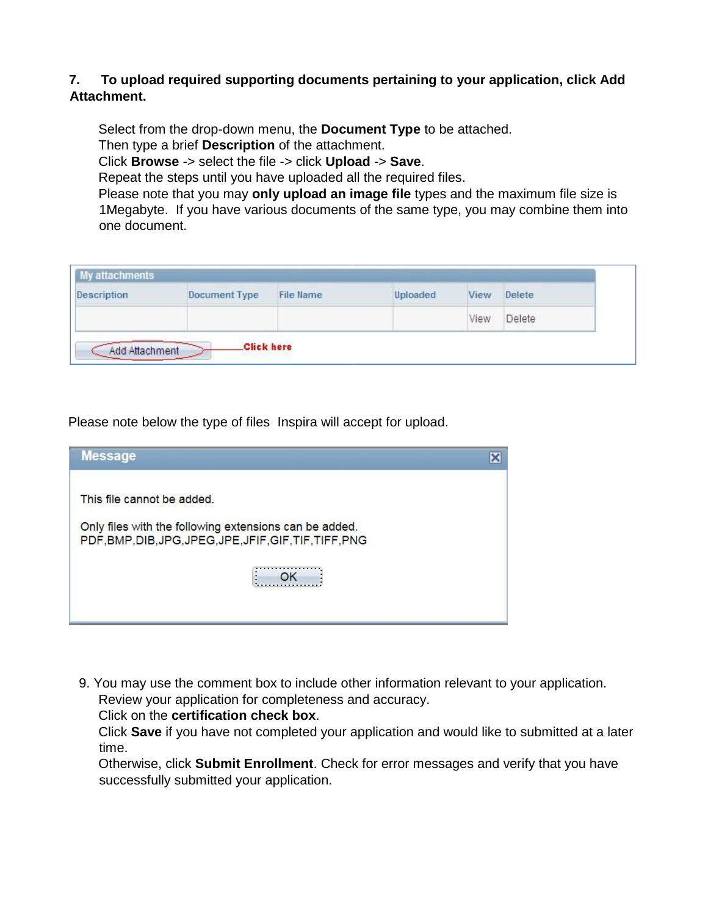**7. To upload required supporting documents pertaining to your application, click Add Attachment.**

Select from the drop-down menu, the **Document Type** to be attached.
Then type a brief **Description** of the attachment.
Click **Browse** -> select the file -> click **Upload** -> **Save**.
Repeat the steps until you have uploaded all the required files.
Please note that you may **only upload an image file** types and the maximum file size is 1Megabyte. If you have various documents of the same type, you may combine them into one document.

My attachments

| Description | Document Type | File Name | Uploaded | View | Delete |
|---|---|---|---|---|---|
| | | | | View | Delete |

Add Attachment — Click here

Please note below the type of files Inspira will accept for upload.

Message

This file cannot be added.

Only files with the following extensions can be added.
PDF,BMP,DIB,JPG,JPEG,JPE,JFIF,GIF,TIF,TIFF,PNG

OK

9. You may use the comment box to include other information relevant to your application.
   Review your application for completeness and accuracy.
   Click on the **certification check box**.
   Click **Save** if you have not completed your application and would like to submitted at a later time.
   Otherwise, click **Submit Enrollment**. Check for error messages and verify that you have successfully submitted your application.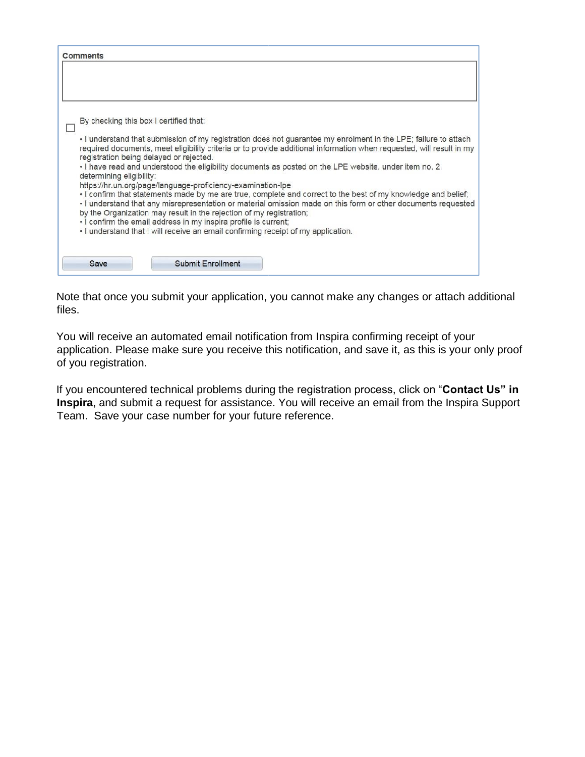**Comments**

☐ By checking this box I certified that:

- I understand that submission of my registration does not guarantee my enrolment in the LPE; failure to attach required documents, meet eligibility criteria or to provide additional information when requested, will result in my registration being delayed or rejected.
- I have read and understood the eligibility documents as posted on the LPE website, under item no. 2, determining eligibility: https://hr.un.org/page/language-proficiency-examination-lpe
- I confirm that statements made by me are true, complete and correct to the best of my knowledge and belief;
- I understand that any misrepresentation or material omission made on this form or other documents requested by the Organization may result in the rejection of my registration;
- I confirm the email address in my inspira profile is current;
- I understand that I will receive an email confirming receipt of my application.

Save | Submit Enrollment

Note that once you submit your application, you cannot make any changes or attach additional files.

You will receive an automated email notification from Inspira confirming receipt of your application. Please make sure you receive this notification, and save it, as this is your only proof of you registration.

If you encountered technical problems during the registration process, click on "**Contact Us" in Inspira**, and submit a request for assistance. You will receive an email from the Inspira Support Team. Save your case number for your future reference.